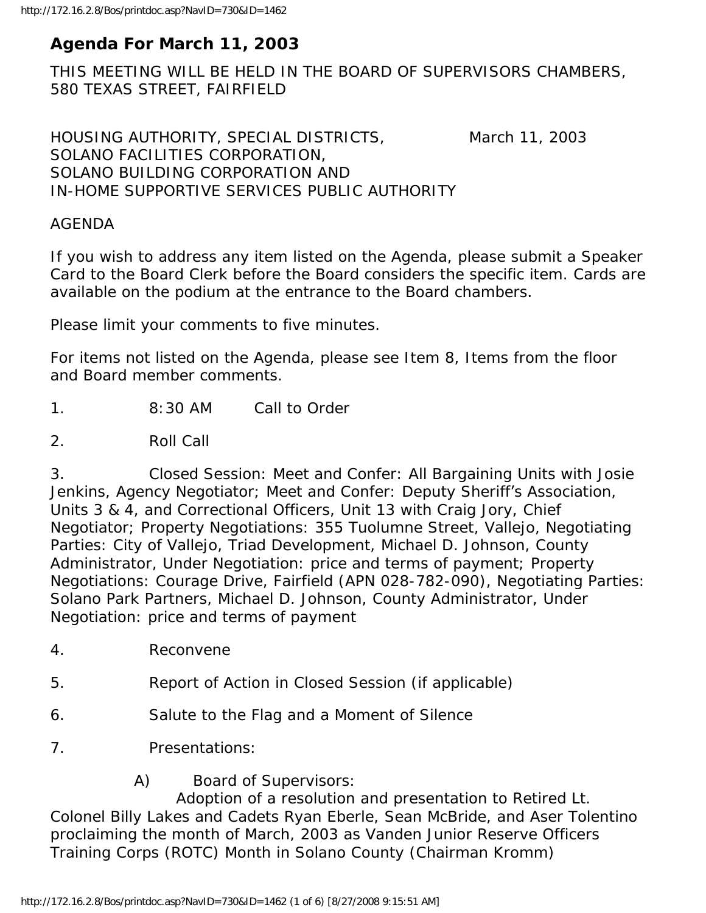# Agenda For March 11, 2003

THIS MEETING WILL BE HELD IN THE BOARD OF SUPERVISORS CHAMBERS, 580 TEXAS STREET, FAIRFIELD

HOUSING AUTHORITY, SPECIAL DISTRICTS, March 11, 2003
SOLANO FACILITIES CORPORATION,
SOLANO BUILDING CORPORATION AND
IN-HOME SUPPORTIVE SERVICES PUBLIC AUTHORITY

AGENDA

If you wish to address any item listed on the Agenda, please submit a Speaker Card to the Board Clerk before the Board considers the specific item. Cards are available on the podium at the entrance to the Board chambers.

Please limit your comments to five minutes.

For items not listed on the Agenda, please see Item 8, Items from the floor and Board member comments.

1. 8:30 AM Call to Order

2. Roll Call

3. Closed Session: Meet and Confer: All Bargaining Units with Josie Jenkins, Agency Negotiator; Meet and Confer: Deputy Sheriff's Association, Units 3 & 4, and Correctional Officers, Unit 13 with Craig Jory, Chief Negotiator; Property Negotiations: 355 Tuolumne Street, Vallejo, Negotiating Parties: City of Vallejo, Triad Development, Michael D. Johnson, County Administrator, Under Negotiation: price and terms of payment; Property Negotiations: Courage Drive, Fairfield (APN 028-782-090), Negotiating Parties: Solano Park Partners, Michael D. Johnson, County Administrator, Under Negotiation: price and terms of payment

4. Reconvene

5. Report of Action in Closed Session (if applicable)

6. Salute to the Flag and a Moment of Silence

7. Presentations:

   A) Board of Supervisors:
   Adoption of a resolution and presentation to Retired Lt. Colonel Billy Lakes and Cadets Ryan Eberle, Sean McBride, and Aser Tolentino proclaiming the month of March, 2003 as Vanden Junior Reserve Officers Training Corps (ROTC) Month in Solano County (Chairman Kromm)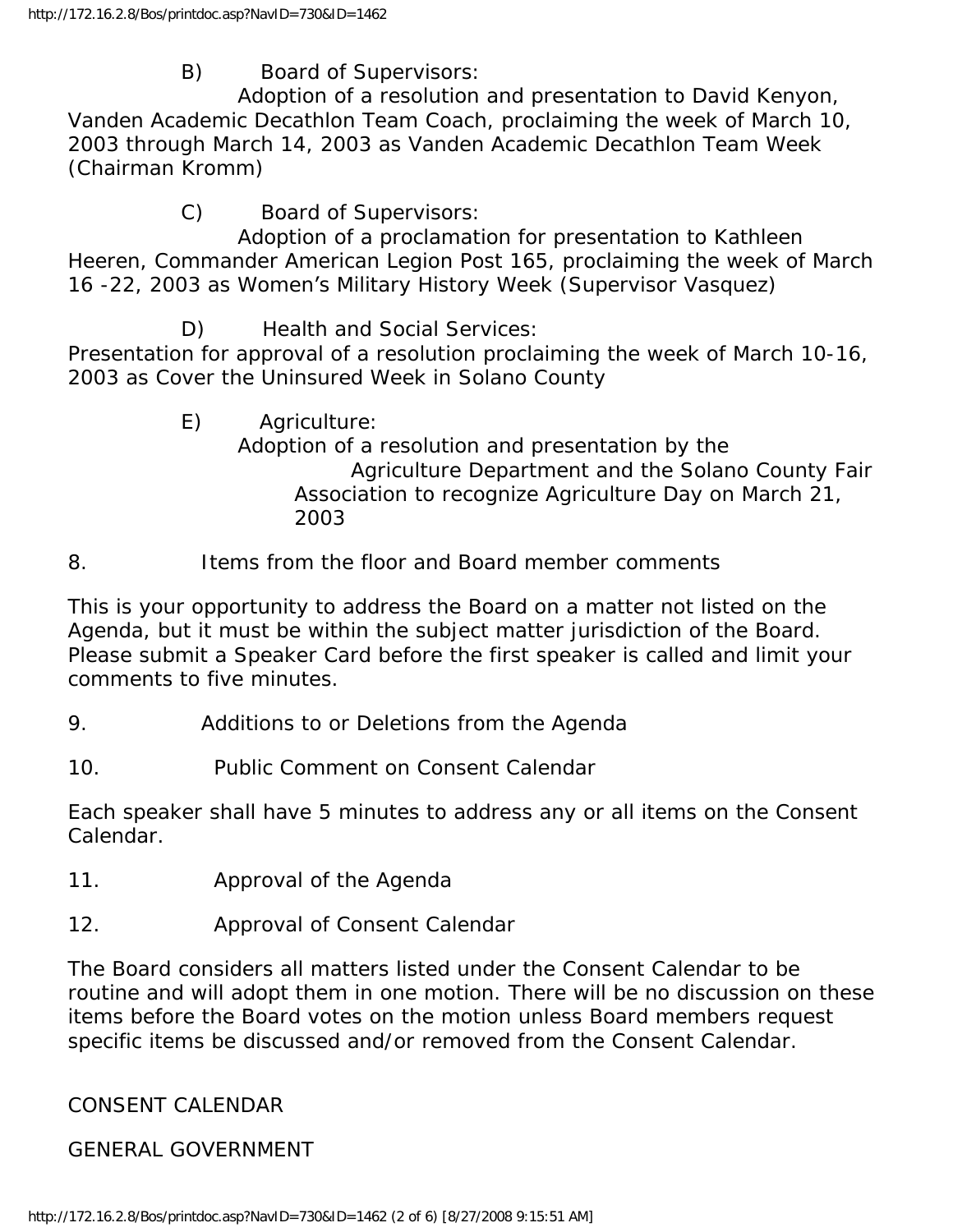B) Board of Supervisors:
Adoption of a resolution and presentation to David Kenyon, Vanden Academic Decathlon Team Coach, proclaiming the week of March 10, 2003 through March 14, 2003 as Vanden Academic Decathlon Team Week (Chairman Kromm)

C) Board of Supervisors:
Adoption of a proclamation for presentation to Kathleen Heeren, Commander American Legion Post 165, proclaiming the week of March 16 -22, 2003 as Women's Military History Week (Supervisor Vasquez)

D) Health and Social Services:
Presentation for approval of a resolution proclaiming the week of March 10-16, 2003 as Cover the Uninsured Week in Solano County

E) Agriculture:
Adoption of a resolution and presentation by the Agriculture Department and the Solano County Fair Association to recognize Agriculture Day on March 21, 2003

8. Items from the floor and Board member comments

This is your opportunity to address the Board on a matter not listed on the Agenda, but it must be within the subject matter jurisdiction of the Board. Please submit a Speaker Card before the first speaker is called and limit your comments to five minutes.

9. Additions to or Deletions from the Agenda

10. Public Comment on Consent Calendar

Each speaker shall have 5 minutes to address any or all items on the Consent Calendar.

11. Approval of the Agenda

12. Approval of Consent Calendar

The Board considers all matters listed under the Consent Calendar to be routine and will adopt them in one motion. There will be no discussion on these items before the Board votes on the motion unless Board members request specific items be discussed and/or removed from the Consent Calendar.

CONSENT CALENDAR

GENERAL GOVERNMENT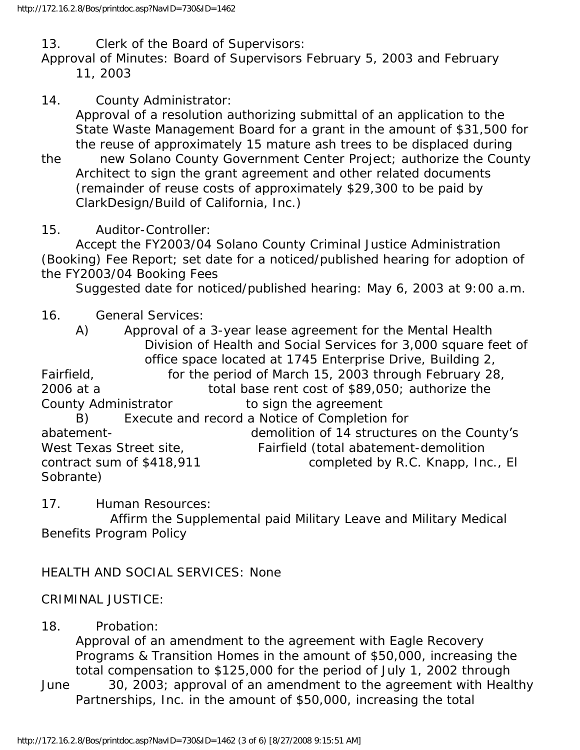13. Clerk of the Board of Supervisors:
Approval of Minutes: Board of Supervisors February 5, 2003 and February 11, 2003

14. County Administrator:
Approval of a resolution authorizing submittal of an application to the State Waste Management Board for a grant in the amount of $31,500 for the reuse of approximately 15 mature ash trees to be displaced during the new Solano County Government Center Project; authorize the County Architect to sign the grant agreement and other related documents (remainder of reuse costs of approximately $29,300 to be paid by ClarkDesign/Build of California, Inc.)

15. Auditor-Controller:
Accept the FY2003/04 Solano County Criminal Justice Administration (Booking) Fee Report; set date for a noticed/published hearing for adoption of the FY2003/04 Booking Fees
Suggested date for noticed/published hearing: May 6, 2003 at 9:00 a.m.

16. General Services:
A) Approval of a 3-year lease agreement for the Mental Health Division of Health and Social Services for 3,000 square feet of office space located at 1745 Enterprise Drive, Building 2, Fairfield, for the period of March 15, 2003 through February 28, 2006 at a total base rent cost of $89,050; authorize the County Administrator to sign the agreement
B) Execute and record a Notice of Completion for abatement-demolition of 14 structures on the County's West Texas Street site, Fairfield (total abatement-demolition contract sum of $418,911 completed by R.C. Knapp, Inc., El Sobrante)

17. Human Resources:
Affirm the Supplemental paid Military Leave and Military Medical Benefits Program Policy

HEALTH AND SOCIAL SERVICES: None

CRIMINAL JUSTICE:

18. Probation:
Approval of an amendment to the agreement with Eagle Recovery Programs & Transition Homes in the amount of $50,000, increasing the total compensation to $125,000 for the period of July 1, 2002 through June 30, 2003; approval of an amendment to the agreement with Healthy Partnerships, Inc. in the amount of $50,000, increasing the total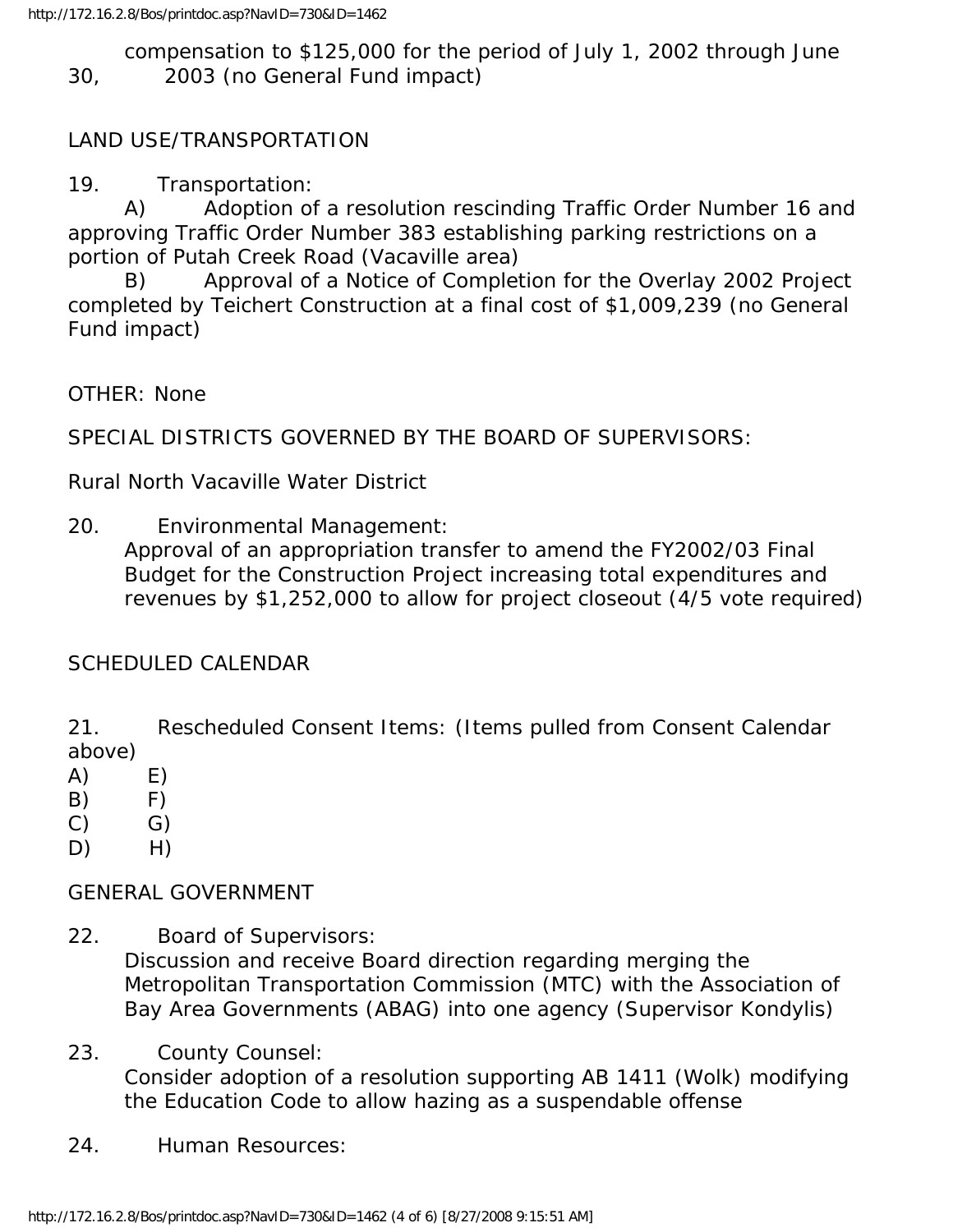compensation to $125,000 for the period of July 1, 2002 through June 30, 2003 (no General Fund impact)

LAND USE/TRANSPORTATION

19. Transportation:

A) Adoption of a resolution rescinding Traffic Order Number 16 and approving Traffic Order Number 383 establishing parking restrictions on a portion of Putah Creek Road (Vacaville area)

B) Approval of a Notice of Completion for the Overlay 2002 Project completed by Teichert Construction at a final cost of $1,009,239 (no General Fund impact)

OTHER: None

SPECIAL DISTRICTS GOVERNED BY THE BOARD OF SUPERVISORS:

Rural North Vacaville Water District

20. Environmental Management:

Approval of an appropriation transfer to amend the FY2002/03 Final Budget for the Construction Project increasing total expenditures and revenues by $1,252,000 to allow for project closeout (4/5 vote required)

SCHEDULED CALENDAR

21. Rescheduled Consent Items: (Items pulled from Consent Calendar above)

A) E)
B) F)
C) G)
D) H)

GENERAL GOVERNMENT

22. Board of Supervisors:

Discussion and receive Board direction regarding merging the Metropolitan Transportation Commission (MTC) with the Association of Bay Area Governments (ABAG) into one agency (Supervisor Kondylis)

23. County Counsel:

Consider adoption of a resolution supporting AB 1411 (Wolk) modifying the Education Code to allow hazing as a suspendable offense

24. Human Resources: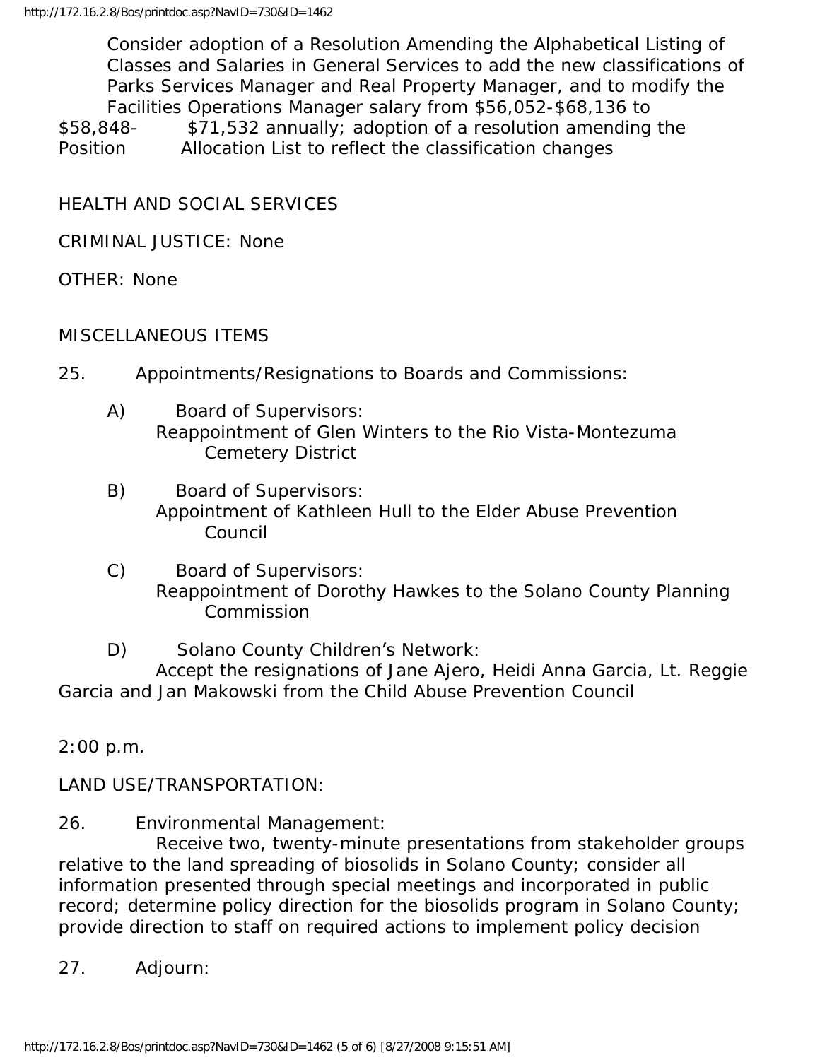Consider adoption of a Resolution Amending the Alphabetical Listing of Classes and Salaries in General Services to add the new classifications of Parks Services Manager and Real Property Manager, and to modify the Facilities Operations Manager salary from $56,052-$68,136 to $58,848- $71,532 annually; adoption of a resolution amending the Position Allocation List to reflect the classification changes

HEALTH AND SOCIAL SERVICES

CRIMINAL JUSTICE: None

OTHER: None

MISCELLANEOUS ITEMS

25. Appointments/Resignations to Boards and Commissions:

A) Board of Supervisors:
Reappointment of Glen Winters to the Rio Vista-Montezuma Cemetery District

B) Board of Supervisors:
Appointment of Kathleen Hull to the Elder Abuse Prevention Council

C) Board of Supervisors:
Reappointment of Dorothy Hawkes to the Solano County Planning Commission

D) Solano County Children's Network:
Accept the resignations of Jane Ajero, Heidi Anna Garcia, Lt. Reggie Garcia and Jan Makowski from the Child Abuse Prevention Council

2:00 p.m.

LAND USE/TRANSPORTATION:

26. Environmental Management:
Receive two, twenty-minute presentations from stakeholder groups relative to the land spreading of biosolids in Solano County; consider all information presented through special meetings and incorporated in public record; determine policy direction for the biosolids program in Solano County; provide direction to staff on required actions to implement policy decision

27. Adjourn: